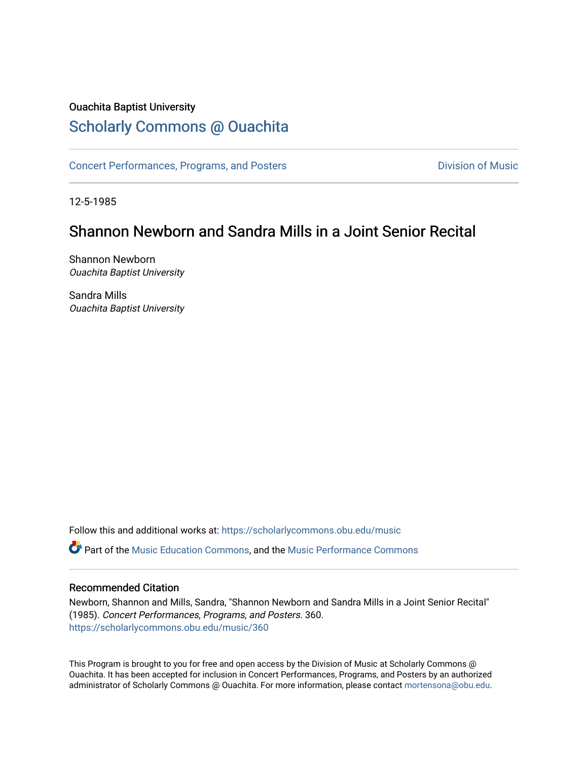Ouachita Baptist University

## Scholarly Commons @ Ouachita

Concert Performances, Programs, and Posters

Division of Music

12-5-1985

# Shannon Newborn and Sandra Mills in a Joint Senior Recital

Shannon Newborn
*Ouachita Baptist University*

Sandra Mills
*Ouachita Baptist University*

Follow this and additional works at: https://scholarlycommons.obu.edu/music

Part of the Music Education Commons, and the Music Performance Commons

### Recommended Citation

Newborn, Shannon and Mills, Sandra, "Shannon Newborn and Sandra Mills in a Joint Senior Recital" (1985). *Concert Performances, Programs, and Posters*. 360.
https://scholarlycommons.obu.edu/music/360

This Program is brought to you for free and open access by the Division of Music at Scholarly Commons @ Ouachita. It has been accepted for inclusion in Concert Performances, Programs, and Posters by an authorized administrator of Scholarly Commons @ Ouachita. For more information, please contact mortensona@obu.edu.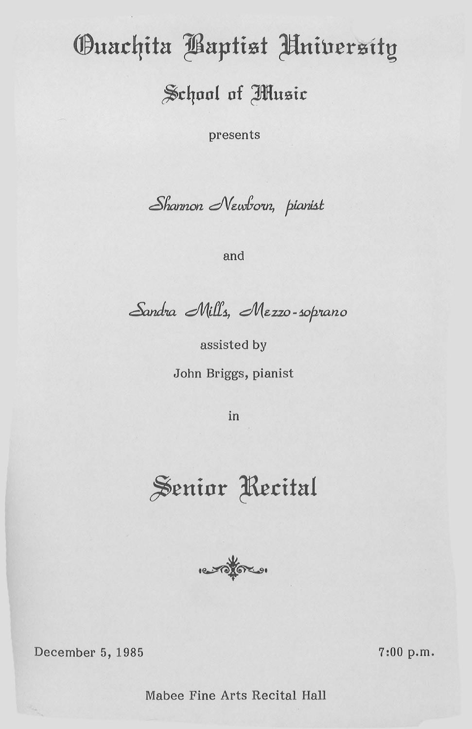# Ouachita Baptist University

## School of Music

presents

*Shannon Newborn, pianist*

and

*Sandra Mills, Mezzo-soprano*

assisted by

John Briggs, pianist

in

# Senior Recital

December 5, 1985

7:00 p.m.

Mabee Fine Arts Recital Hall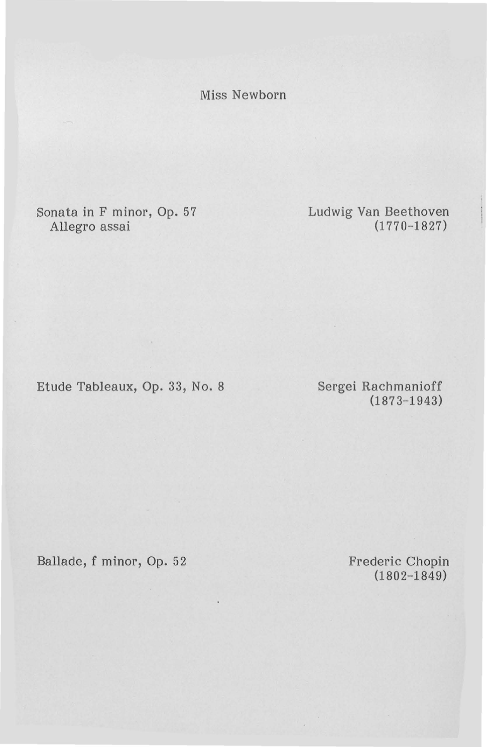Miss Newborn

| | |
|---|---|
| Sonata in F minor, Op. 57<br>Allegro assai | Ludwig Van Beethoven<br>(1770-1827) |
| Etude Tableaux, Op. 33, No. 8 | Sergei Rachmanioff<br>(1873-1943) |
| Ballade, f minor, Op. 52 | Frederic Chopin<br>(1802-1849) |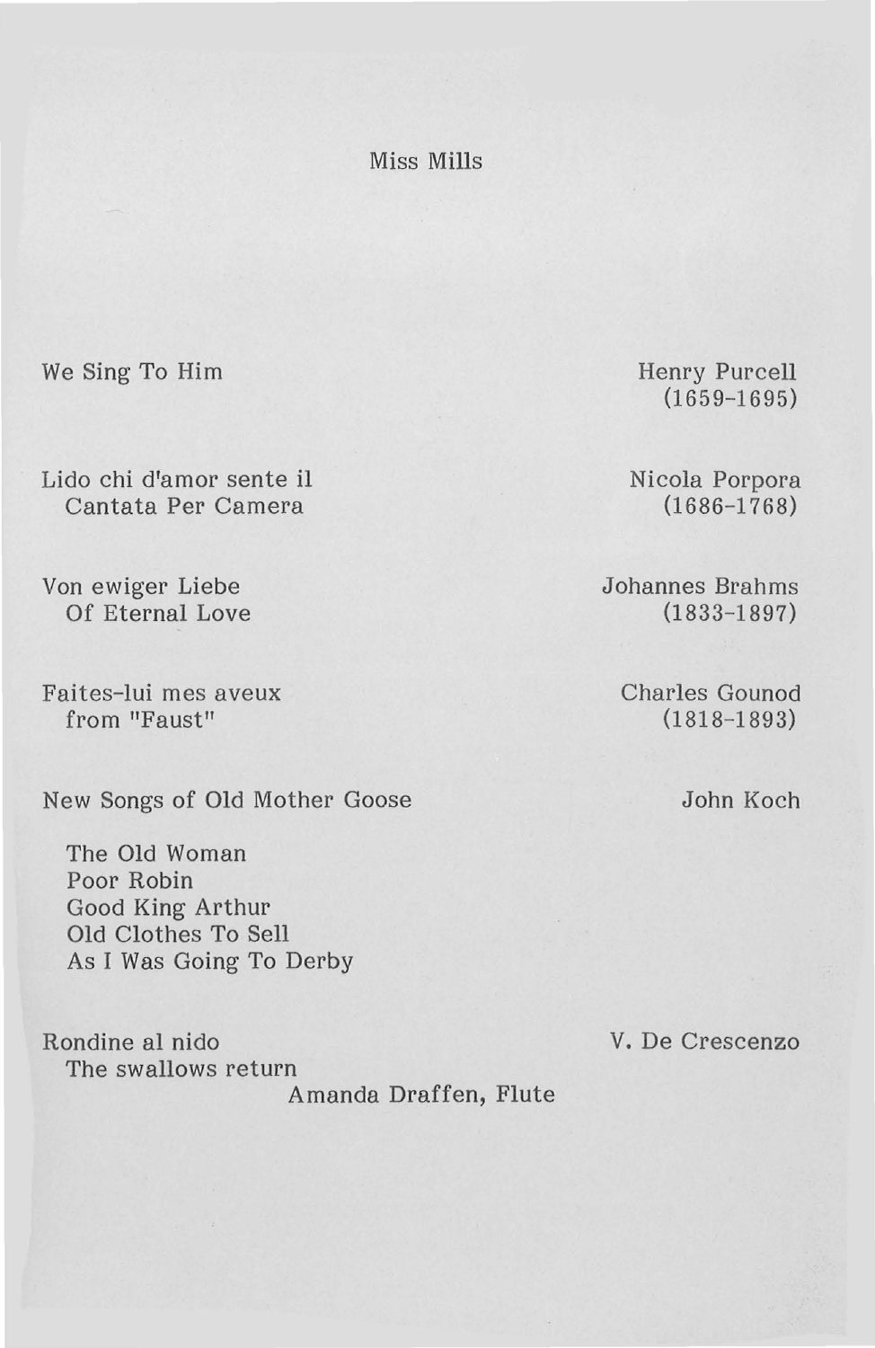Miss Mills

We Sing To Him — Henry Purcell (1659-1695)

Lido chi d'amor sente il
Cantata Per Camera — Nicola Porpora (1686-1768)

Von ewiger Liebe
Of Eternal Love — Johannes Brahms (1833-1897)

Faites-lui mes aveux
from "Faust" — Charles Gounod (1818-1893)

New Songs of Old Mother Goose — John Koch

The Old Woman
Poor Robin
Good King Arthur
Old Clothes To Sell
As I Was Going To Derby

Rondine al nido
The swallows return — V. De Crescenzo

Amanda Draffen, Flute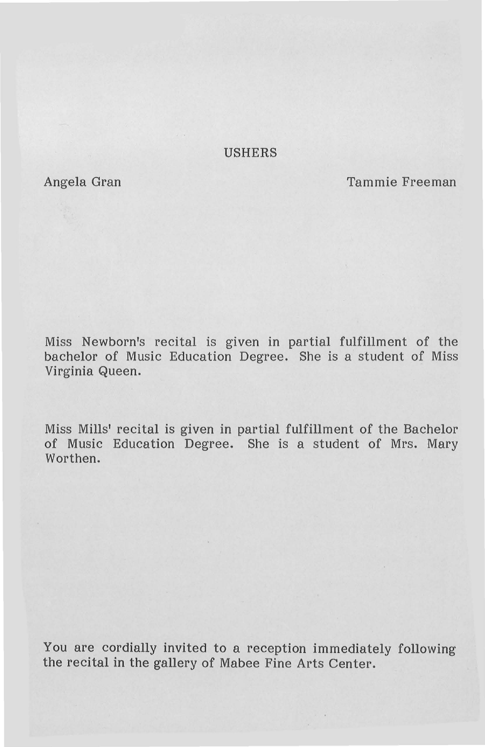## USHERS

Angela Gran

Tammie Freeman

Miss Newborn's recital is given in partial fulfillment of the bachelor of Music Education Degree. She is a student of Miss Virginia Queen.

Miss Mills' recital is given in partial fulfillment of the Bachelor of Music Education Degree. She is a student of Mrs. Mary Worthen.

You are cordially invited to a reception immediately following the recital in the gallery of Mabee Fine Arts Center.